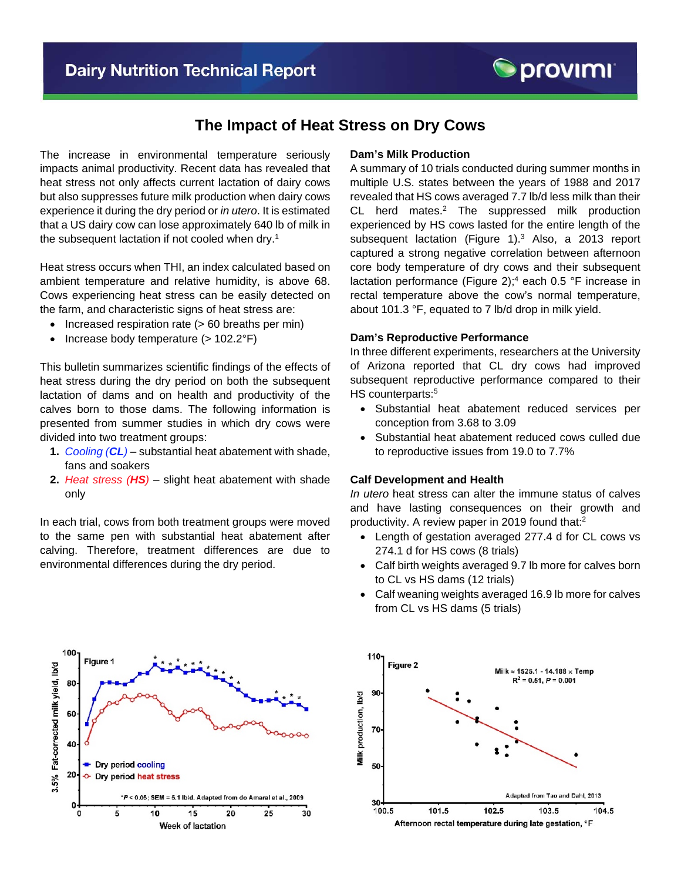## Dairy Nutrition Technical Report

# The Impact of Heat Stress on Dry Cows

The increase in environmental temperature seriously impacts animal productivity. Recent data has revealed that heat stress not only affects current lactation of dairy cows but also suppresses future milk production when dairy cows experience it during the dry period or *in utero*. It is estimated that a US dairy cow can lose approximately 640 lb of milk in the subsequent lactation if not cooled when dry.[1]

Heat stress occurs when THI, an index calculated based on ambient temperature and relative humidity, is above 68. Cows experiencing heat stress can be easily detected on the farm, and characteristic signs of heat stress are:

- Increased respiration rate (> 60 breaths per min)
- Increase body temperature (> 102.2°F)

This bulletin summarizes scientific findings of the effects of heat stress during the dry period on both the subsequent lactation of dams and on health and productivity of the calves born to those dams. The following information is presented from summer studies in which dry cows were divided into two treatment groups:

1. *Cooling (**CL**)* – substantial heat abatement with shade, fans and soakers
2. *Heat stress (**HS**)* – slight heat abatement with shade only

In each trial, cows from both treatment groups were moved to the same pen with substantial heat abatement after calving. Therefore, treatment differences are due to environmental differences during the dry period.

### Dam's Milk Production

A summary of 10 trials conducted during summer months in multiple U.S. states between the years of 1988 and 2017 revealed that HS cows averaged 7.7 lb/d less milk than their CL herd mates.[2] The suppressed milk production experienced by HS cows lasted for the entire length of the subsequent lactation (Figure 1).[3] Also, a 2013 report captured a strong negative correlation between afternoon core body temperature of dry cows and their subsequent lactation performance (Figure 2);[4] each 0.5 °F increase in rectal temperature above the cow's normal temperature, about 101.3 °F, equated to 7 lb/d drop in milk yield.

### Dam's Reproductive Performance

In three different experiments, researchers at the University of Arizona reported that CL dry cows had improved subsequent reproductive performance compared to their HS counterparts:[5]

- Substantial heat abatement reduced services per conception from 3.68 to 3.09
- Substantial heat abatement reduced cows culled due to reproductive issues from 19.0 to 7.7%

### Calf Development and Health

*In utero* heat stress can alter the immune status of calves and have lasting consequences on their growth and productivity. A review paper in 2019 found that:[2]

- Length of gestation averaged 277.4 d for CL cows vs 274.1 d for HS cows (8 trials)
- Calf birth weights averaged 9.7 lb more for calves born to CL vs HS dams (12 trials)
- Calf weaning weights averaged 16.9 lb more for calves from CL vs HS dams (5 trials)

Figure 1 — 3.5% Fat-corrected milk yield, lb/d vs. Week of lactation. Dry period cooling; Dry period heat stress. *$P < 0.05$; SEM = 5.1 lb/d. Adapted from do Amaral et al., 2009

Figure 2 — Milk production, lb/d vs. Afternoon rectal temperature during late gestation, °F. Milk ≈ 1525.1 - 14.188 × Temp; $R^2 = 0.51$, $P = 0.001$. Adapted from Tao and Dahl, 2013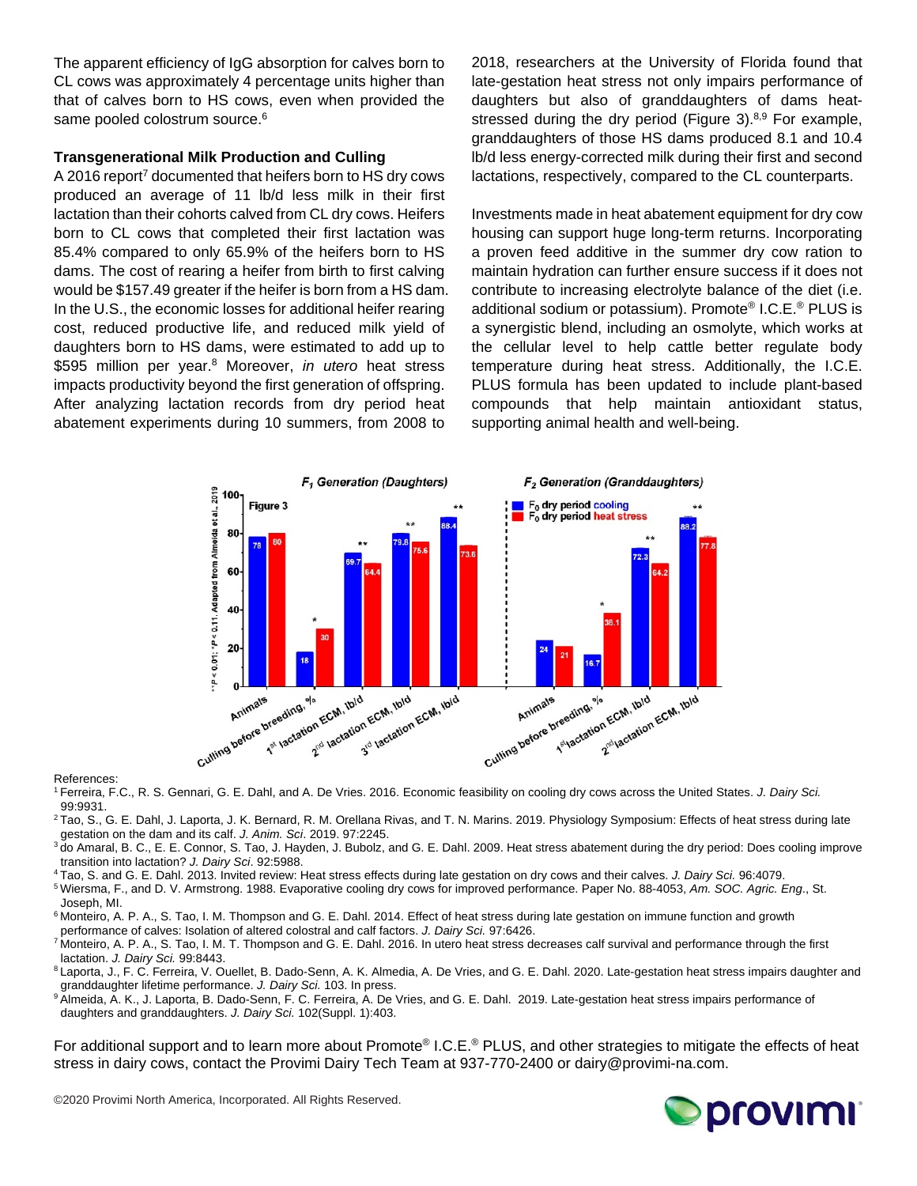The apparent efficiency of IgG absorption for calves born to CL cows was approximately 4 percentage units higher than that of calves born to HS cows, even when provided the same pooled colostrum source.[6]

### Transgenerational Milk Production and Culling

A 2016 report[7] documented that heifers born to HS dry cows produced an average of 11 lb/d less milk in their first lactation than their cohorts calved from CL dry cows. Heifers born to CL cows that completed their first lactation was 85.4% compared to only 65.9% of the heifers born to HS dams. The cost of rearing a heifer from birth to first calving would be $157.49 greater if the heifer is born from a HS dam. In the U.S., the economic losses for additional heifer rearing cost, reduced productive life, and reduced milk yield of daughters born to HS dams, were estimated to add up to $595 million per year.[8] Moreover, *in utero* heat stress impacts productivity beyond the first generation of offspring. After analyzing lactation records from dry period heat abatement experiments during 10 summers, from 2008 to 2018, researchers at the University of Florida found that late-gestation heat stress not only impairs performance of daughters but also of granddaughters of dams heat-stressed during the dry period (Figure 3).[8,9] For example, granddaughters of those HS dams produced 8.1 and 10.4 lb/d less energy-corrected milk during their first and second lactations, respectively, compared to the CL counterparts.

Investments made in heat abatement equipment for dry cow housing can support huge long-term returns. Incorporating a proven feed additive in the summer dry cow ration to maintain hydration can further ensure success if it does not contribute to increasing electrolyte balance of the diet (i.e. additional sodium or potassium). Promote® I.C.E.® PLUS is a synergistic blend, including an osmolyte, which works at the cellular level to help cattle better regulate body temperature during heat stress. Additionally, the I.C.E. PLUS formula has been updated to include plant-based compounds that help maintain antioxidant status, supporting animal health and well-being.

Figure 3

$F_1$ Generation (Daughters)

$F_2$ Generation (Granddaughters)

$F_0$ dry period cooling
$F_0$ dry period heat stress

**P < 0.01; *P < 0.11. Adapted from Almeida et al., 2019

0, 20, 40, 60, 80, 100

Animals: 78, 80
Culling before breeding, %: 18, 30 *
1st lactation ECM, lb/d: 69.7, 64.4 **
2nd lactation ECM, lb/d: 79.8, 75.6 **
3rd lactation ECM, lb/d: 88.4, 73.6 **

Animals: 24, 21
Culling before breeding, %: 16.7, 38.1 *
1st lactation ECM, lb/d: 72.3, 64.2 **
2nd lactation ECM, lb/d: 88.2, 77.8 **

References:

[1] Ferreira, F.C., R. S. Gennari, G. E. Dahl, and A. De Vries. 2016. Economic feasibility on cooling dry cows across the United States. *J. Dairy Sci.* 99:9931.

[2] Tao, S., G. E. Dahl, J. Laporta, J. K. Bernard, R. M. Orellana Rivas, and T. N. Marins. 2019. Physiology Symposium: Effects of heat stress during late gestation on the dam and its calf. *J. Anim. Sci*. 2019. 97:2245.

[3] do Amaral, B. C., E. E. Connor, S. Tao, J. Hayden, J. Bubolz, and G. E. Dahl. 2009. Heat stress abatement during the dry period: Does cooling improve transition into lactation? *J. Dairy Sci*. 92:5988.

[4] Tao, S. and G. E. Dahl. 2013. Invited review: Heat stress effects during late gestation on dry cows and their calves. *J. Dairy Sci.* 96:4079.

[5] Wiersma, F., and D. V. Armstrong. 1988. Evaporative cooling dry cows for improved performance. Paper No. 88-4053, *Am. SOC. Agric. Eng*., St. Joseph, MI.

[6] Monteiro, A. P. A., S. Tao, I. M. Thompson and G. E. Dahl. 2014. Effect of heat stress during late gestation on immune function and growth performance of calves: Isolation of altered colostral and calf factors. *J. Dairy Sci.* 97:6426.

[7] Monteiro, A. P. A., S. Tao, I. M. T. Thompson and G. E. Dahl. 2016. In utero heat stress decreases calf survival and performance through the first lactation. *J. Dairy Sci.* 99:8443.

[8] Laporta, J., F. C. Ferreira, V. Ouellet, B. Dado-Senn, A. K. Almedia, A. De Vries, and G. E. Dahl. 2020. Late-gestation heat stress impairs daughter and granddaughter lifetime performance. *J. Dairy Sci.* 103. In press.

[9] Almeida, A. K., J. Laporta, B. Dado-Senn, F. C. Ferreira, A. De Vries, and G. E. Dahl. 2019. Late-gestation heat stress impairs performance of daughters and granddaughters. *J. Dairy Sci.* 102(Suppl. 1):403.

For additional support and to learn more about Promote® I.C.E.® PLUS, and other strategies to mitigate the effects of heat stress in dairy cows, contact the Provimi Dairy Tech Team at 937-770-2400 or dairy@provimi-na.com.

©2020 Provimi North America, Incorporated. All Rights Reserved.